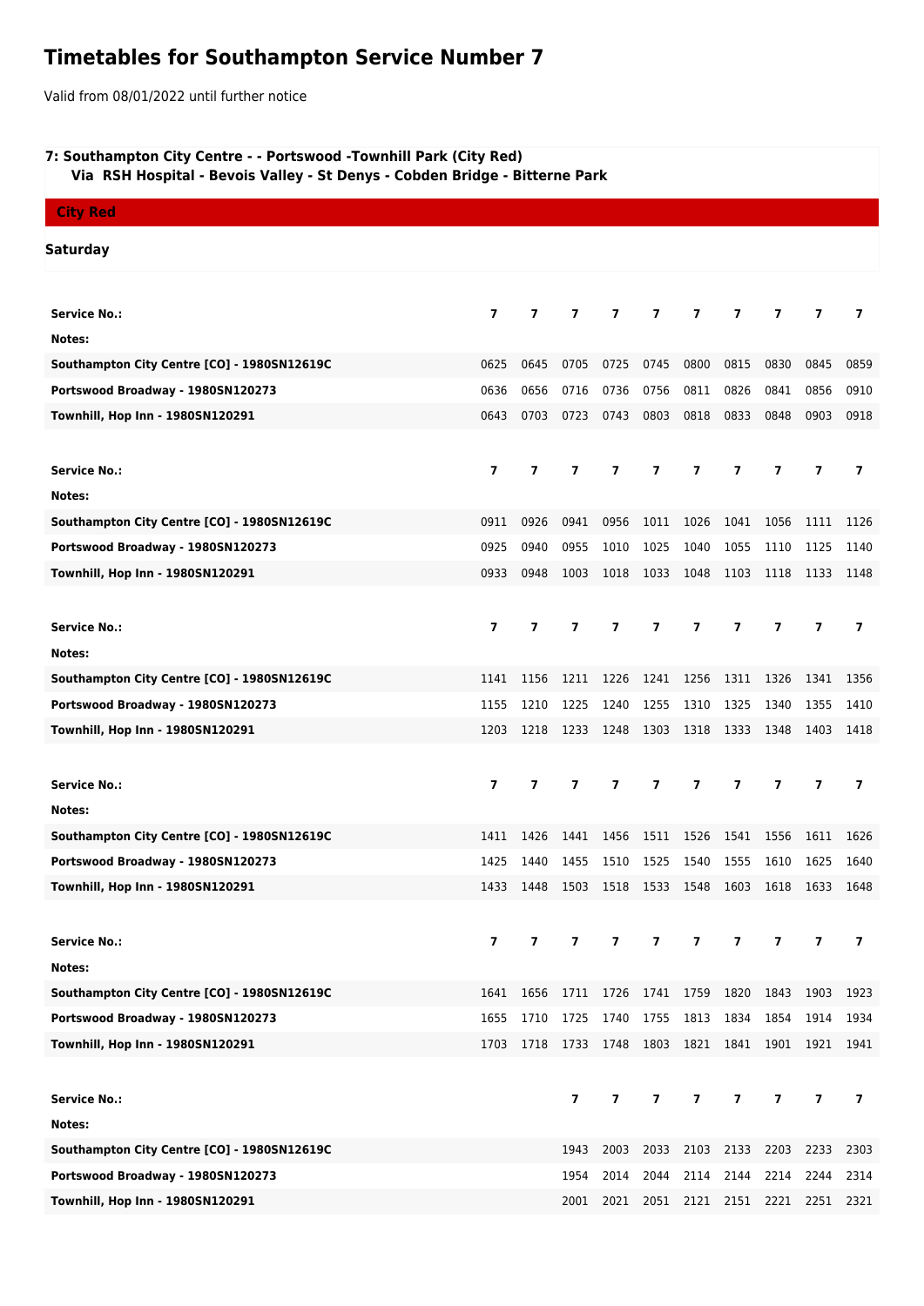# Timetables for Southampton Service Number 7

Valid from 08/01/2022 until further notice

**7: Southampton City Centre - - Portswood -Townhill Park (City Red)**
**Via RSH Hospital - Bevois Valley - St Denys - Cobden Bridge - Bitterne Park**

**City Red**

**Saturday**

| **Service No.:** | **7** | **7** | **7** | **7** | **7** | **7** | **7** | **7** | **7** | **7** |
|---|---|---|---|---|---|---|---|---|---|---|
| **Notes:** | | | | | | | | | | |
| **Southampton City Centre [CO] - 1980SN12619C** | 0625 | 0645 | 0705 | 0725 | 0745 | 0800 | 0815 | 0830 | 0845 | 0859 |
| **Portswood Broadway - 1980SN120273** | 0636 | 0656 | 0716 | 0736 | 0756 | 0811 | 0826 | 0841 | 0856 | 0910 |
| **Townhill, Hop Inn - 1980SN120291** | 0643 | 0703 | 0723 | 0743 | 0803 | 0818 | 0833 | 0848 | 0903 | 0918 |

| **Service No.:** | **7** | **7** | **7** | **7** | **7** | **7** | **7** | **7** | **7** | **7** |
|---|---|---|---|---|---|---|---|---|---|---|
| **Notes:** | | | | | | | | | | |
| **Southampton City Centre [CO] - 1980SN12619C** | 0911 | 0926 | 0941 | 0956 | 1011 | 1026 | 1041 | 1056 | 1111 | 1126 |
| **Portswood Broadway - 1980SN120273** | 0925 | 0940 | 0955 | 1010 | 1025 | 1040 | 1055 | 1110 | 1125 | 1140 |
| **Townhill, Hop Inn - 1980SN120291** | 0933 | 0948 | 1003 | 1018 | 1033 | 1048 | 1103 | 1118 | 1133 | 1148 |

| **Service No.:** | **7** | **7** | **7** | **7** | **7** | **7** | **7** | **7** | **7** | **7** |
|---|---|---|---|---|---|---|---|---|---|---|
| **Notes:** | | | | | | | | | | |
| **Southampton City Centre [CO] - 1980SN12619C** | 1141 | 1156 | 1211 | 1226 | 1241 | 1256 | 1311 | 1326 | 1341 | 1356 |
| **Portswood Broadway - 1980SN120273** | 1155 | 1210 | 1225 | 1240 | 1255 | 1310 | 1325 | 1340 | 1355 | 1410 |
| **Townhill, Hop Inn - 1980SN120291** | 1203 | 1218 | 1233 | 1248 | 1303 | 1318 | 1333 | 1348 | 1403 | 1418 |

| **Service No.:** | **7** | **7** | **7** | **7** | **7** | **7** | **7** | **7** | **7** | **7** |
|---|---|---|---|---|---|---|---|---|---|---|
| **Notes:** | | | | | | | | | | |
| **Southampton City Centre [CO] - 1980SN12619C** | 1411 | 1426 | 1441 | 1456 | 1511 | 1526 | 1541 | 1556 | 1611 | 1626 |
| **Portswood Broadway - 1980SN120273** | 1425 | 1440 | 1455 | 1510 | 1525 | 1540 | 1555 | 1610 | 1625 | 1640 |
| **Townhill, Hop Inn - 1980SN120291** | 1433 | 1448 | 1503 | 1518 | 1533 | 1548 | 1603 | 1618 | 1633 | 1648 |

| **Service No.:** | **7** | **7** | **7** | **7** | **7** | **7** | **7** | **7** | **7** | **7** |
|---|---|---|---|---|---|---|---|---|---|---|
| **Notes:** | | | | | | | | | | |
| **Southampton City Centre [CO] - 1980SN12619C** | 1641 | 1656 | 1711 | 1726 | 1741 | 1759 | 1820 | 1843 | 1903 | 1923 |
| **Portswood Broadway - 1980SN120273** | 1655 | 1710 | 1725 | 1740 | 1755 | 1813 | 1834 | 1854 | 1914 | 1934 |
| **Townhill, Hop Inn - 1980SN120291** | 1703 | 1718 | 1733 | 1748 | 1803 | 1821 | 1841 | 1901 | 1921 | 1941 |

| **Service No.:** | | | **7** | **7** | **7** | **7** | **7** | **7** | **7** | **7** |
|---|---|---|---|---|---|---|---|---|---|---|
| **Notes:** | | | | | | | | | | |
| **Southampton City Centre [CO] - 1980SN12619C** | | | 1943 | 2003 | 2033 | 2103 | 2133 | 2203 | 2233 | 2303 |
| **Portswood Broadway - 1980SN120273** | | | 1954 | 2014 | 2044 | 2114 | 2144 | 2214 | 2244 | 2314 |
| **Townhill, Hop Inn - 1980SN120291** | | | 2001 | 2021 | 2051 | 2121 | 2151 | 2221 | 2251 | 2321 |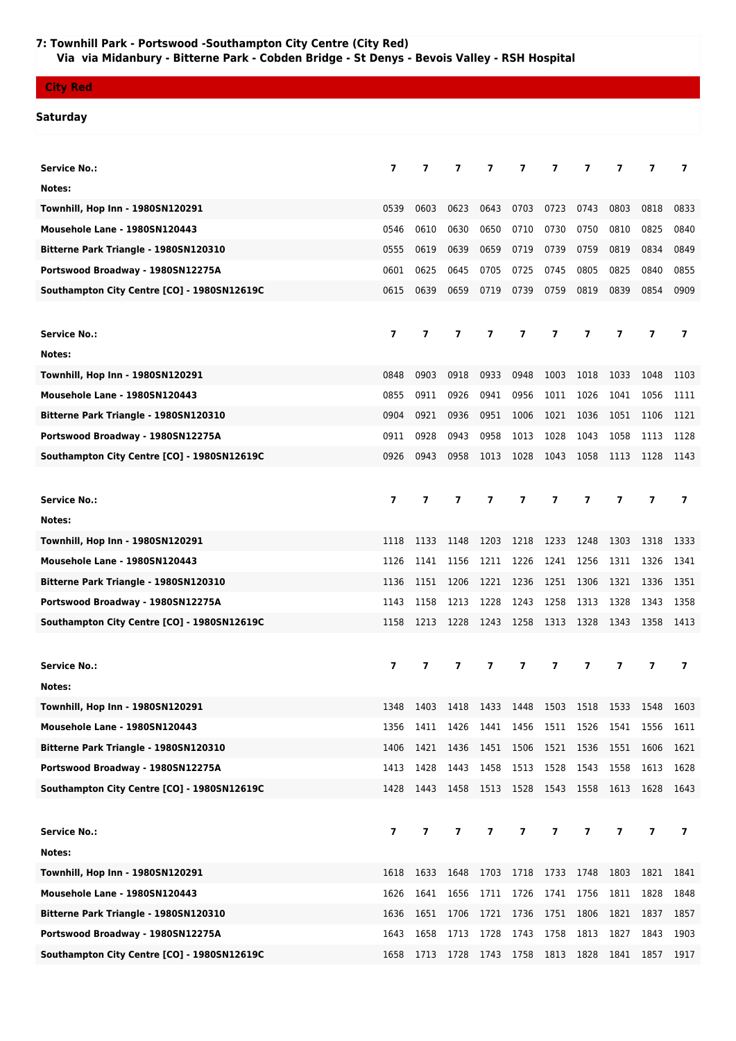## 7: Townhill Park - Portswood -Southampton City Centre (City Red)

**Via via Midanbury - Bitterne Park - Cobden Bridge - St Denys - Bevois Valley - RSH Hospital**

**City Red**

**Saturday**

| Service No.: | 7 | 7 | 7 | 7 | 7 | 7 | 7 | 7 | 7 | 7 |
|---|---|---|---|---|---|---|---|---|---|---|
| Notes: | | | | | | | | | | |
| Townhill, Hop Inn - 1980SN120291 | 0539 | 0603 | 0623 | 0643 | 0703 | 0723 | 0743 | 0803 | 0818 | 0833 |
| Mousehole Lane - 1980SN120443 | 0546 | 0610 | 0630 | 0650 | 0710 | 0730 | 0750 | 0810 | 0825 | 0840 |
| Bitterne Park Triangle - 1980SN120310 | 0555 | 0619 | 0639 | 0659 | 0719 | 0739 | 0759 | 0819 | 0834 | 0849 |
| Portswood Broadway - 1980SN12275A | 0601 | 0625 | 0645 | 0705 | 0725 | 0745 | 0805 | 0825 | 0840 | 0855 |
| Southampton City Centre [CO] - 1980SN12619C | 0615 | 0639 | 0659 | 0719 | 0739 | 0759 | 0819 | 0839 | 0854 | 0909 |

| Service No.: | 7 | 7 | 7 | 7 | 7 | 7 | 7 | 7 | 7 | 7 |
|---|---|---|---|---|---|---|---|---|---|---|
| Notes: | | | | | | | | | | |
| Townhill, Hop Inn - 1980SN120291 | 0848 | 0903 | 0918 | 0933 | 0948 | 1003 | 1018 | 1033 | 1048 | 1103 |
| Mousehole Lane - 1980SN120443 | 0855 | 0911 | 0926 | 0941 | 0956 | 1011 | 1026 | 1041 | 1056 | 1111 |
| Bitterne Park Triangle - 1980SN120310 | 0904 | 0921 | 0936 | 0951 | 1006 | 1021 | 1036 | 1051 | 1106 | 1121 |
| Portswood Broadway - 1980SN12275A | 0911 | 0928 | 0943 | 0958 | 1013 | 1028 | 1043 | 1058 | 1113 | 1128 |
| Southampton City Centre [CO] - 1980SN12619C | 0926 | 0943 | 0958 | 1013 | 1028 | 1043 | 1058 | 1113 | 1128 | 1143 |

| Service No.: | 7 | 7 | 7 | 7 | 7 | 7 | 7 | 7 | 7 | 7 |
|---|---|---|---|---|---|---|---|---|---|---|
| Notes: | | | | | | | | | | |
| Townhill, Hop Inn - 1980SN120291 | 1118 | 1133 | 1148 | 1203 | 1218 | 1233 | 1248 | 1303 | 1318 | 1333 |
| Mousehole Lane - 1980SN120443 | 1126 | 1141 | 1156 | 1211 | 1226 | 1241 | 1256 | 1311 | 1326 | 1341 |
| Bitterne Park Triangle - 1980SN120310 | 1136 | 1151 | 1206 | 1221 | 1236 | 1251 | 1306 | 1321 | 1336 | 1351 |
| Portswood Broadway - 1980SN12275A | 1143 | 1158 | 1213 | 1228 | 1243 | 1258 | 1313 | 1328 | 1343 | 1358 |
| Southampton City Centre [CO] - 1980SN12619C | 1158 | 1213 | 1228 | 1243 | 1258 | 1313 | 1328 | 1343 | 1358 | 1413 |

| Service No.: | 7 | 7 | 7 | 7 | 7 | 7 | 7 | 7 | 7 | 7 |
|---|---|---|---|---|---|---|---|---|---|---|
| Notes: | | | | | | | | | | |
| Townhill, Hop Inn - 1980SN120291 | 1348 | 1403 | 1418 | 1433 | 1448 | 1503 | 1518 | 1533 | 1548 | 1603 |
| Mousehole Lane - 1980SN120443 | 1356 | 1411 | 1426 | 1441 | 1456 | 1511 | 1526 | 1541 | 1556 | 1611 |
| Bitterne Park Triangle - 1980SN120310 | 1406 | 1421 | 1436 | 1451 | 1506 | 1521 | 1536 | 1551 | 1606 | 1621 |
| Portswood Broadway - 1980SN12275A | 1413 | 1428 | 1443 | 1458 | 1513 | 1528 | 1543 | 1558 | 1613 | 1628 |
| Southampton City Centre [CO] - 1980SN12619C | 1428 | 1443 | 1458 | 1513 | 1528 | 1543 | 1558 | 1613 | 1628 | 1643 |

| Service No.: | 7 | 7 | 7 | 7 | 7 | 7 | 7 | 7 | 7 | 7 |
|---|---|---|---|---|---|---|---|---|---|---|
| Notes: | | | | | | | | | | |
| Townhill, Hop Inn - 1980SN120291 | 1618 | 1633 | 1648 | 1703 | 1718 | 1733 | 1748 | 1803 | 1821 | 1841 |
| Mousehole Lane - 1980SN120443 | 1626 | 1641 | 1656 | 1711 | 1726 | 1741 | 1756 | 1811 | 1828 | 1848 |
| Bitterne Park Triangle - 1980SN120310 | 1636 | 1651 | 1706 | 1721 | 1736 | 1751 | 1806 | 1821 | 1837 | 1857 |
| Portswood Broadway - 1980SN12275A | 1643 | 1658 | 1713 | 1728 | 1743 | 1758 | 1813 | 1827 | 1843 | 1903 |
| Southampton City Centre [CO] - 1980SN12619C | 1658 | 1713 | 1728 | 1743 | 1758 | 1813 | 1828 | 1841 | 1857 | 1917 |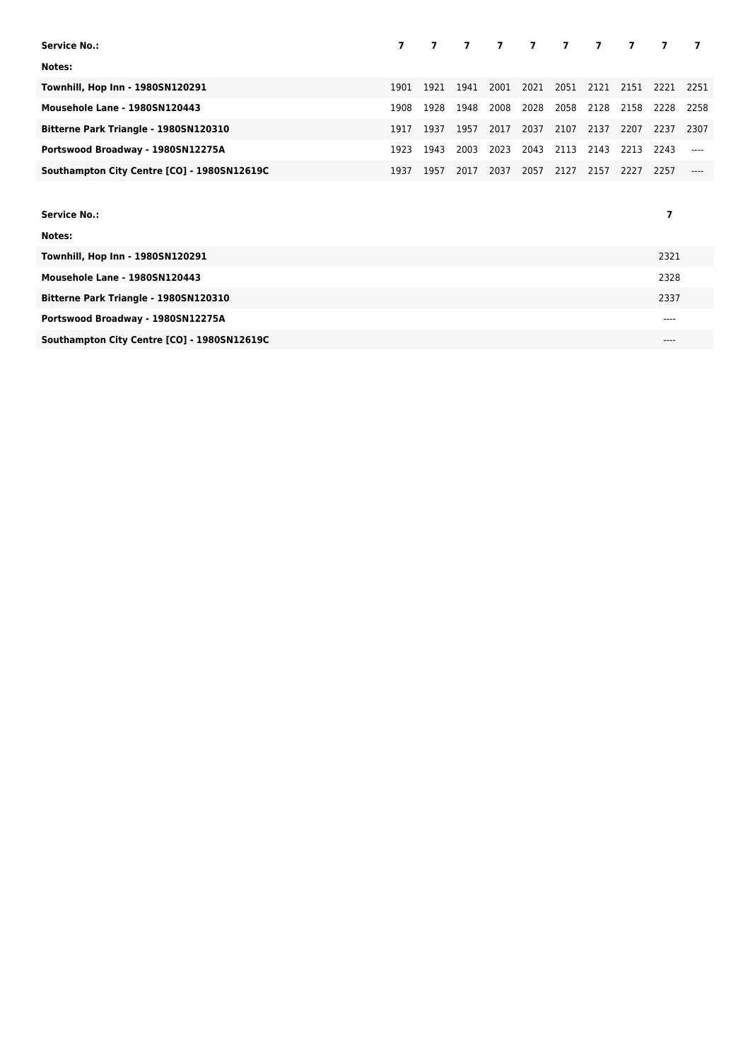| Service No.: | 7 | 7 | 7 | 7 | 7 | 7 | 7 | 7 | 7 | 7 |
|---|---|---|---|---|---|---|---|---|---|---|
| Notes: | | | | | | | | | | |
| Townhill, Hop Inn - 1980SN120291 | 1901 | 1921 | 1941 | 2001 | 2021 | 2051 | 2121 | 2151 | 2221 | 2251 |
| Mousehole Lane - 1980SN120443 | 1908 | 1928 | 1948 | 2008 | 2028 | 2058 | 2128 | 2158 | 2228 | 2258 |
| Bitterne Park Triangle - 1980SN120310 | 1917 | 1937 | 1957 | 2017 | 2037 | 2107 | 2137 | 2207 | 2237 | 2307 |
| Portswood Broadway - 1980SN12275A | 1923 | 1943 | 2003 | 2023 | 2043 | 2113 | 2143 | 2213 | 2243 | ---- |
| Southampton City Centre [CO] - 1980SN12619C | 1937 | 1957 | 2017 | 2037 | 2057 | 2127 | 2157 | 2227 | 2257 | ---- |

| Service No.: | 7 |
|---|---|
| Notes: | |
| Townhill, Hop Inn - 1980SN120291 | 2321 |
| Mousehole Lane - 1980SN120443 | 2328 |
| Bitterne Park Triangle - 1980SN120310 | 2337 |
| Portswood Broadway - 1980SN12275A | ---- |
| Southampton City Centre [CO] - 1980SN12619C | ---- |